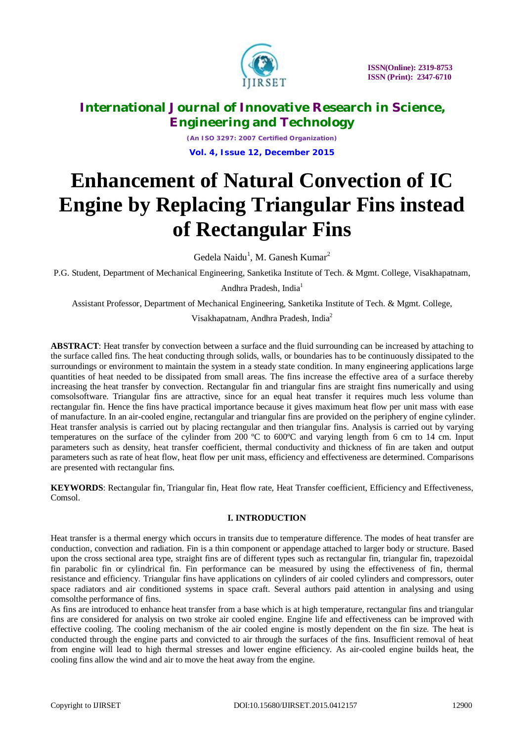# Enhancement of Natural Convection of IC Engine by Replacing Triangular Fins instead of Rectangular Fins

Gedela Naidu[1], M. Ganesh Kumar[2]

P.G. Student, Department of Mechanical Engineering, Sanketika Institute of Tech. & Mgmt. College, Visakhapatnam, Andhra Pradesh, India[1]

Assistant Professor, Department of Mechanical Engineering, Sanketika Institute of Tech. & Mgmt. College, Visakhapatnam, Andhra Pradesh, India[2]

**ABSTRACT**: Heat transfer by convection between a surface and the fluid surrounding can be increased by attaching to the surface called fins. The heat conducting through solids, walls, or boundaries has to be continuously dissipated to the surroundings or environment to maintain the system in a steady state condition. In many engineering applications large quantities of heat needed to be dissipated from small areas. The fins increase the effective area of a surface thereby increasing the heat transfer by convection. Rectangular fin and triangular fins are straight fins numerically and using comsolsoftware. Triangular fins are attractive, since for an equal heat transfer it requires much less volume than rectangular fin. Hence the fins have practical importance because it gives maximum heat flow per unit mass with ease of manufacture. In an air-cooled engine, rectangular and triangular fins are provided on the periphery of engine cylinder. Heat transfer analysis is carried out by placing rectangular and then triangular fins. Analysis is carried out by varying temperatures on the surface of the cylinder from 200 ºC to 600ºC and varying length from 6 cm to 14 cm. Input parameters such as density, heat transfer coefficient, thermal conductivity and thickness of fin are taken and output parameters such as rate of heat flow, heat flow per unit mass, efficiency and effectiveness are determined. Comparisons are presented with rectangular fins.

**KEYWORDS**: Rectangular fin, Triangular fin, Heat flow rate, Heat Transfer coefficient, Efficiency and Effectiveness, Comsol.

## I. INTRODUCTION

Heat transfer is a thermal energy which occurs in transits due to temperature difference. The modes of heat transfer are conduction, convection and radiation. Fin is a thin component or appendage attached to larger body or structure. Based upon the cross sectional area type, straight fins are of different types such as rectangular fin, triangular fin, trapezoidal fin parabolic fin or cylindrical fin. Fin performance can be measured by using the effectiveness of fin, thermal resistance and efficiency. Triangular fins have applications on cylinders of air cooled cylinders and compressors, outer space radiators and air conditioned systems in space craft. Several authors paid attention in analysing and using comsolthe performance of fins.

As fins are introduced to enhance heat transfer from a base which is at high temperature, rectangular fins and triangular fins are considered for analysis on two stroke air cooled engine. Engine life and effectiveness can be improved with effective cooling. The cooling mechanism of the air cooled engine is mostly dependent on the fin size. The heat is conducted through the engine parts and convicted to air through the surfaces of the fins. Insufficient removal of heat from engine will lead to high thermal stresses and lower engine efficiency. As air-cooled engine builds heat, the cooling fins allow the wind and air to move the heat away from the engine.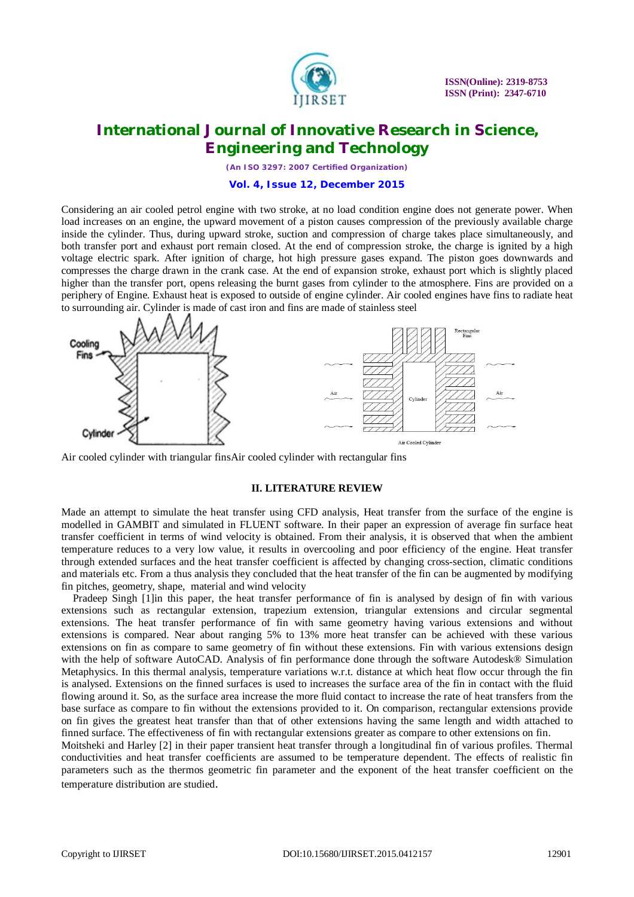Considering an air cooled petrol engine with two stroke, at no load condition engine does not generate power. When load increases on an engine, the upward movement of a piston causes compression of the previously available charge inside the cylinder. Thus, during upward stroke, suction and compression of charge takes place simultaneously, and both transfer port and exhaust port remain closed. At the end of compression stroke, the charge is ignited by a high voltage electric spark. After ignition of charge, hot high pressure gases expand. The piston goes downwards and compresses the charge drawn in the crank case. At the end of expansion stroke, exhaust port which is slightly placed higher than the transfer port, opens releasing the burnt gases from cylinder to the atmosphere. Fins are provided on a periphery of Engine. Exhaust heat is exposed to outside of engine cylinder. Air cooled engines have fins to radiate heat to surrounding air. Cylinder is made of cast iron and fins are made of stainless steel

Air cooled cylinder with triangular finsAir cooled cylinder with rectangular fins

## II. LITERATURE REVIEW

Made an attempt to simulate the heat transfer using CFD analysis, Heat transfer from the surface of the engine is modelled in GAMBIT and simulated in FLUENT software. In their paper an expression of average fin surface heat transfer coefficient in terms of wind velocity is obtained. From their analysis, it is observed that when the ambient temperature reduces to a very low value, it results in overcooling and poor efficiency of the engine. Heat transfer through extended surfaces and the heat transfer coefficient is affected by changing cross-section, climatic conditions and materials etc. From a thus analysis they concluded that the heat transfer of the fin can be augmented by modifying fin pitches, geometry, shape, material and wind velocity

Pradeep Singh [1]in this paper, the heat transfer performance of fin is analysed by design of fin with various extensions such as rectangular extension, trapezium extension, triangular extensions and circular segmental extensions. The heat transfer performance of fin with same geometry having various extensions and without extensions is compared. Near about ranging 5% to 13% more heat transfer can be achieved with these various extensions on fin as compare to same geometry of fin without these extensions. Fin with various extensions design with the help of software AutoCAD. Analysis of fin performance done through the software Autodesk® Simulation Metaphysics. In this thermal analysis, temperature variations w.r.t. distance at which heat flow occur through the fin is analysed. Extensions on the finned surfaces is used to increases the surface area of the fin in contact with the fluid flowing around it. So, as the surface area increase the more fluid contact to increase the rate of heat transfers from the base surface as compare to fin without the extensions provided to it. On comparison, rectangular extensions provide on fin gives the greatest heat transfer than that of other extensions having the same length and width attached to finned surface. The effectiveness of fin with rectangular extensions greater as compare to other extensions on fin.

Moitsheki and Harley [2] in their paper transient heat transfer through a longitudinal fin of various profiles. Thermal conductivities and heat transfer coefficients are assumed to be temperature dependent. The effects of realistic fin parameters such as the thermos geometric fin parameter and the exponent of the heat transfer coefficient on the temperature distribution are studied.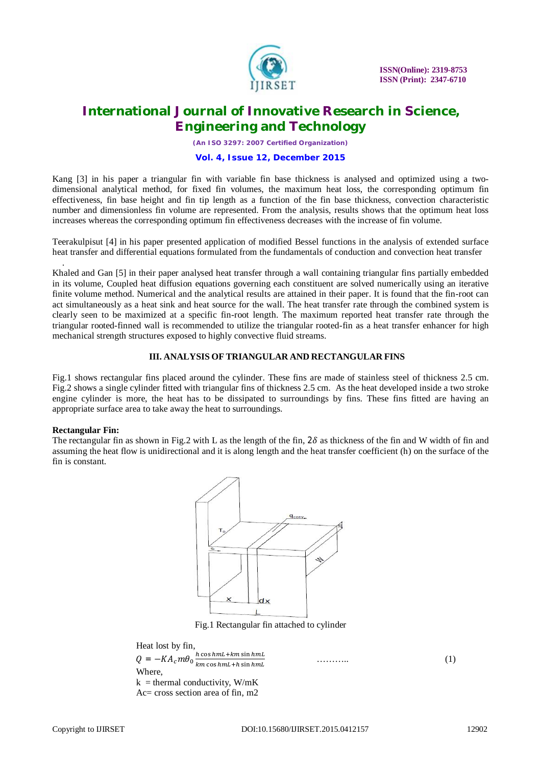Kang [3] in his paper a triangular fin with variable fin base thickness is analysed and optimized using a two-dimensional analytical method, for fixed fin volumes, the maximum heat loss, the corresponding optimum fin effectiveness, fin base height and fin tip length as a function of the fin base thickness, convection characteristic number and dimensionless fin volume are represented. From the analysis, results shows that the optimum heat loss increases whereas the corresponding optimum fin effectiveness decreases with the increase of fin volume.

Teerakulpisut [4] in his paper presented application of modified Bessel functions in the analysis of extended surface heat transfer and differential equations formulated from the fundamentals of conduction and convection heat transfer

.

Khaled and Gan [5] in their paper analysed heat transfer through a wall containing triangular fins partially embedded in its volume, Coupled heat diffusion equations governing each constituent are solved numerically using an iterative finite volume method. Numerical and the analytical results are attained in their paper. It is found that the fin-root can act simultaneously as a heat sink and heat source for the wall. The heat transfer rate through the combined system is clearly seen to be maximized at a specific fin-root length. The maximum reported heat transfer rate through the triangular rooted-finned wall is recommended to utilize the triangular rooted-fin as a heat transfer enhancer for high mechanical strength structures exposed to highly convective fluid streams.

## III. ANALYSIS OF TRIANGULAR AND RECTANGULAR FINS

Fig.1 shows rectangular fins placed around the cylinder. These fins are made of stainless steel of thickness 2.5 cm. Fig.2 shows a single cylinder fitted with triangular fins of thickness 2.5 cm. As the heat developed inside a two stroke engine cylinder is more, the heat has to be dissipated to surroundings by fins. These fins fitted are having an appropriate surface area to take away the heat to surroundings.

**Rectangular Fin:**

The rectangular fin as shown in Fig.2 with L as the length of the fin, $2\delta$ as thickness of the fin and W width of fin and assuming the heat flow is unidirectional and it is along length and the heat transfer coefficient (h) on the surface of the fin is constant.

Fig.1 Rectangular fin attached to cylinder

Heat lost by fin,

$$Q = -KA_c m\theta_0 \frac{h\cos hmL + km\sin hmL}{km\cos hmL + h\sin hmL} \quad \ldots\ldots\ldots.. \quad (1)$$

Where,

k = thermal conductivity, W/mK

Ac= cross section area of fin, m2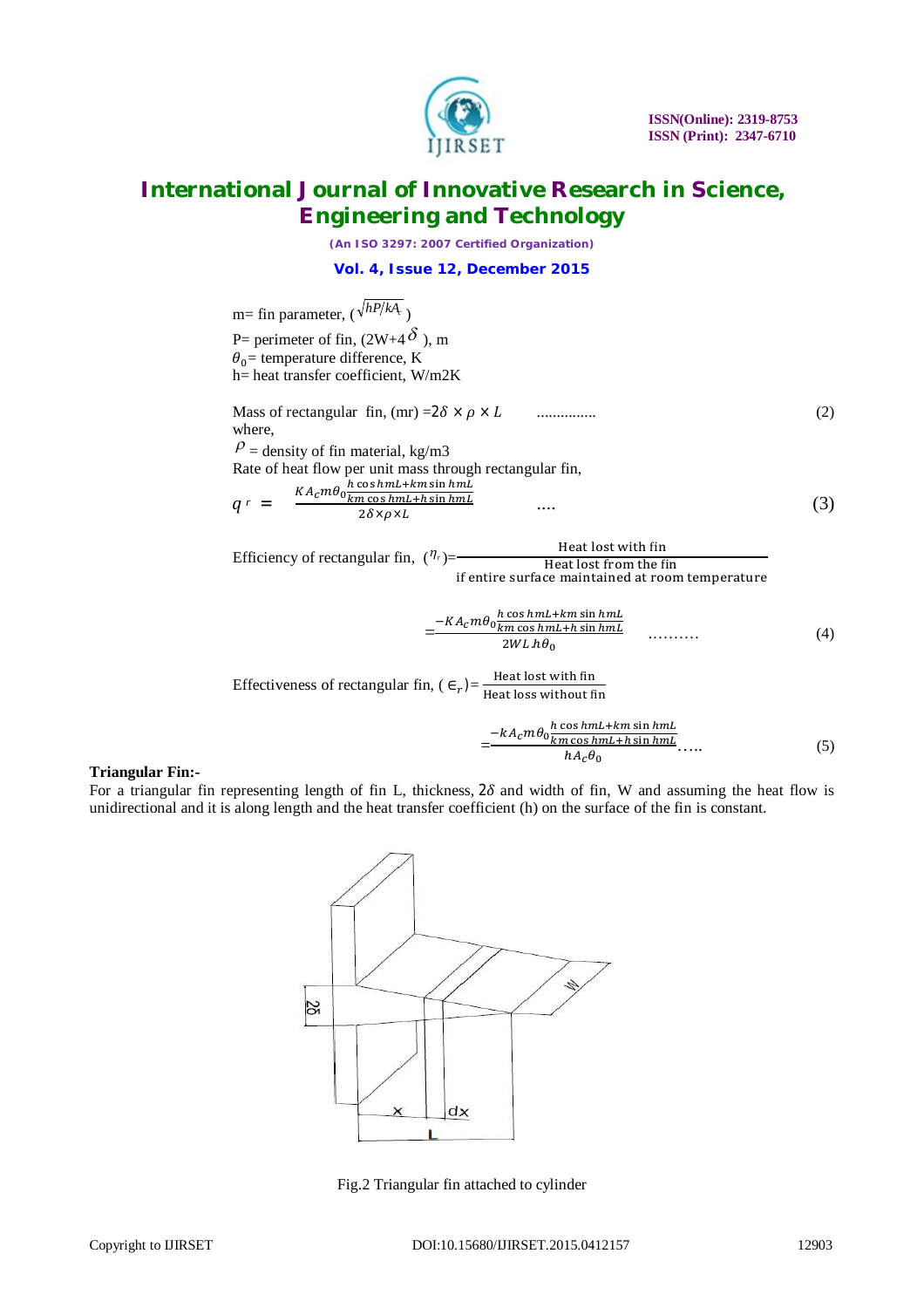m= fin parameter, ($\sqrt{hP/kA_c}$)

P= perimeter of fin, (2W+4$\delta$), m

$\theta_0$= temperature difference, K

h= heat transfer coefficient, W/m2K

Mass of rectangular fin, (mr) $=2\delta \times \rho \times L$ .............. (2)

where,

$\rho$ = density of fin material, kg/m3

Rate of heat flow per unit mass through rectangular fin,

$$q^{r} = \frac{KA_c m\theta_0 \frac{h\cos hmL + km\sin hmL}{km\cos hmL + h\sin hmL}}{2\delta \times \rho \times L} \quad .... \quad (3)$$

Efficiency of rectangular fin, ($\eta_r$)= $\frac{\text{Heat lost with fin}}{\text{Heat lost from the fin if entire surface maintained at room temperature}}$

$$= \frac{-KA_c m\theta_0 \frac{h\cos hmL + km\sin hmL}{km\cos hmL + h\sin hmL}}{2WLh\theta_0} \quad ......... \quad (4)$$

Effectiveness of rectangular fin, ($\in_r$)= $\frac{\text{Heat lost with fin}}{\text{Heat loss without fin}}$

$$= \frac{-kA_c m\theta_0 \frac{h\cos hmL + km\sin hmL}{km\cos hmL + h\sin hmL}}{hA_c\theta_0} \quad ..... \quad (5)$$

**Triangular Fin:-**

For a triangular fin representing length of fin L, thickness, $2\delta$ and width of fin, W and assuming the heat flow is unidirectional and it is along length and the heat transfer coefficient (h) on the surface of the fin is constant.

Fig.2 Triangular fin attached to cylinder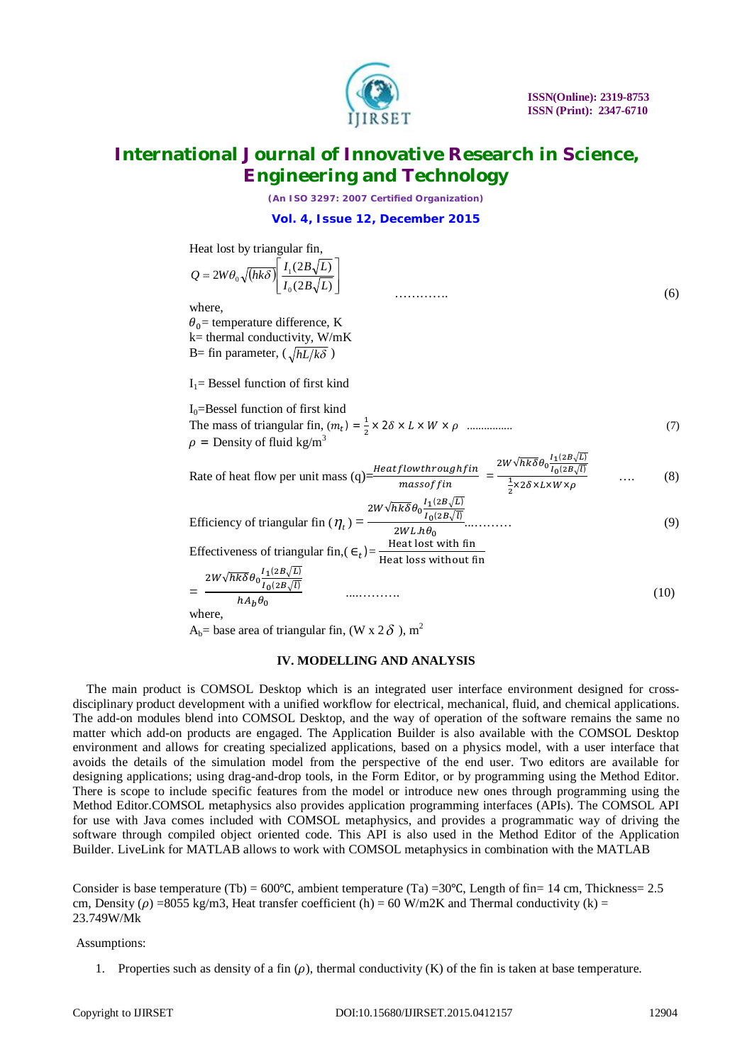Heat lost by triangular fin,

$$Q = 2W\theta_0\sqrt{(hk\delta)}\left[\frac{I_1(2B\sqrt{L})}{I_0(2B\sqrt{L})}\right] \quad \text{.............} \quad (6)$$

where,

$\theta_0$= temperature difference, K

k= thermal conductivity, W/mK

B= fin parameter, ($\sqrt{hL/k\delta}$ )

$I_1$= Bessel function of first kind

$I_0$=Bessel function of first kind

The mass of triangular fin, $(m_t) = \frac{1}{2} \times 2\delta \times L \times W \times \rho$ ................ (7)

$\rho$ = Density of fluid kg/m$^3$

$$\text{Rate of heat flow per unit mass (q)} = \frac{Heat\,flow\,through\,fin}{mass\,of\,fin} = \frac{2W\sqrt{hk\delta}\theta_0\frac{I_1(2B\sqrt{L})}{I_0(2B\sqrt{l})}}{\frac{1}{2}\times 2\delta\times L\times W\times\rho} \quad \text{....} \quad (8)$$

$$\text{Efficiency of triangular fin } (\eta_t) = \frac{2W\sqrt{hk\delta}\theta_0\frac{I_1(2B\sqrt{L})}{I_0(2B\sqrt{l})}}{2WL.h\theta_0} \text{..........} \quad (9)$$

$$\text{Effectiveness of triangular fin,} (\in_t) = \frac{\text{Heat lost with fin}}{\text{Heat loss without fin}}$$

$$= \frac{2W\sqrt{hk\delta}\theta_0\frac{I_1(2B\sqrt{L})}{I_0(2B\sqrt{l})}}{hA_b\theta_0} \quad \text{.............} \quad (10)$$

where,

$A_b$= base area of triangular fin, (W x 2$\delta$ ), m$^2$

## IV. MODELLING AND ANALYSIS

The main product is COMSOL Desktop which is an integrated user interface environment designed for cross-disciplinary product development with a unified workflow for electrical, mechanical, fluid, and chemical applications. The add-on modules blend into COMSOL Desktop, and the way of operation of the software remains the same no matter which add-on products are engaged. The Application Builder is also available with the COMSOL Desktop environment and allows for creating specialized applications, based on a physics model, with a user interface that avoids the details of the simulation model from the perspective of the end user. Two editors are available for designing applications; using drag-and-drop tools, in the Form Editor, or by programming using the Method Editor. There is scope to include specific features from the model or introduce new ones through programming using the Method Editor.COMSOL metaphysics also provides application programming interfaces (APIs). The COMSOL API for use with Java comes included with COMSOL metaphysics, and provides a programmatic way of driving the software through compiled object oriented code. This API is also used in the Method Editor of the Application Builder. LiveLink for MATLAB allows to work with COMSOL metaphysics in combination with the MATLAB

Consider is base temperature (Tb) = 600℃, ambient temperature (Ta) =30℃, Length of fin= 14 cm, Thickness= 2.5 cm, Density ($\rho$) =8055 kg/m3, Heat transfer coefficient (h) = 60 W/m2K and Thermal conductivity (k) = 23.749W/Mk

Assumptions:

1. Properties such as density of a fin ($\rho$), thermal conductivity (K) of the fin is taken at base temperature.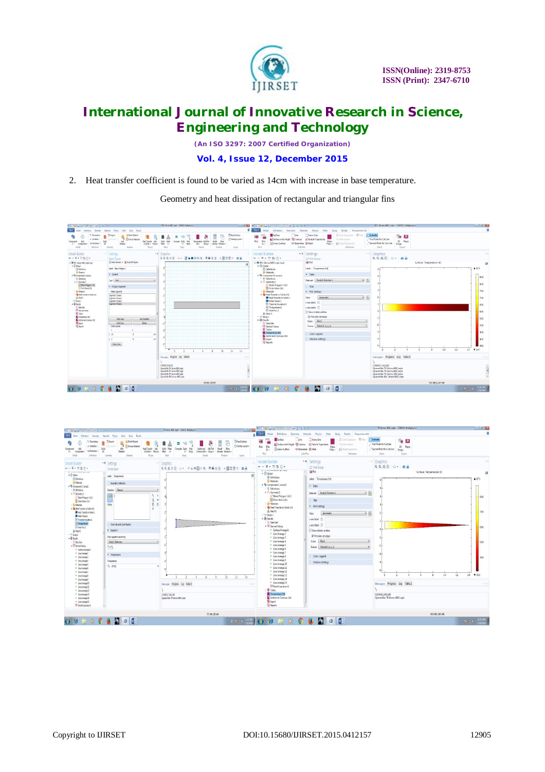2. Heat transfer coefficient is found to be varied as 14cm with increase in base temperature.

Geometry and heat dissipation of rectangular and triangular fins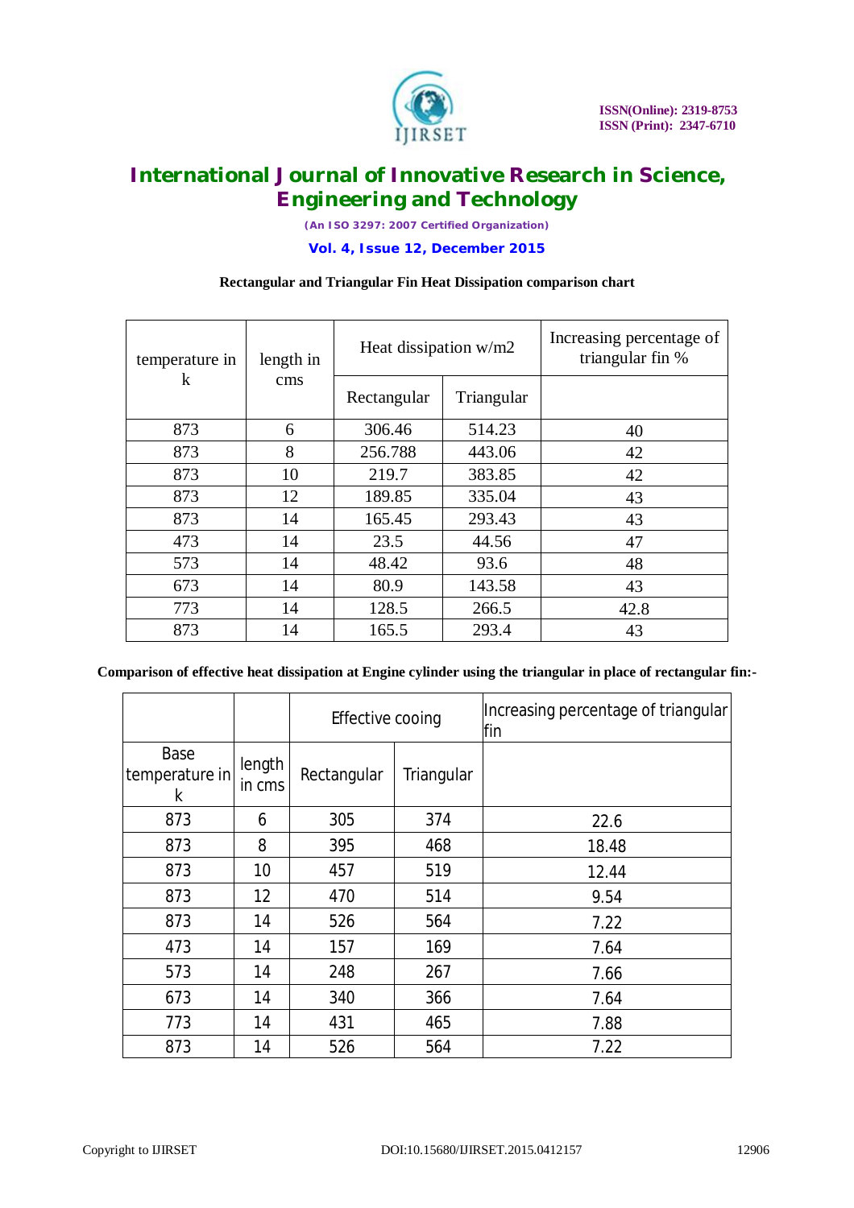**Rectangular and Triangular Fin Heat Dissipation comparison chart**

| temperature in k | length in cms | Heat dissipation w/m2 | | Increasing percentage of triangular fin % |
|---|---|---|---|---|
| | | Rectangular | Triangular | |
| 873 | 6 | 306.46 | 514.23 | 40 |
| 873 | 8 | 256.788 | 443.06 | 42 |
| 873 | 10 | 219.7 | 383.85 | 42 |
| 873 | 12 | 189.85 | 335.04 | 43 |
| 873 | 14 | 165.45 | 293.43 | 43 |
| 473 | 14 | 23.5 | 44.56 | 47 |
| 573 | 14 | 48.42 | 93.6 | 48 |
| 673 | 14 | 80.9 | 143.58 | 43 |
| 773 | 14 | 128.5 | 266.5 | 42.8 |
| 873 | 14 | 165.5 | 293.4 | 43 |

**Comparison of effective heat dissipation at Engine cylinder using the triangular in place of rectangular fin:-**

| | | Effective cooing | | Increasing percentage of triangular fin |
|---|---|---|---|---|
| Base temperature in k | length in cms | Rectangular | Triangular | |
| 873 | 6 | 305 | 374 | 22.6 |
| 873 | 8 | 395 | 468 | 18.48 |
| 873 | 10 | 457 | 519 | 12.44 |
| 873 | 12 | 470 | 514 | 9.54 |
| 873 | 14 | 526 | 564 | 7.22 |
| 473 | 14 | 157 | 169 | 7.64 |
| 573 | 14 | 248 | 267 | 7.66 |
| 673 | 14 | 340 | 366 | 7.64 |
| 773 | 14 | 431 | 465 | 7.88 |
| 873 | 14 | 526 | 564 | 7.22 |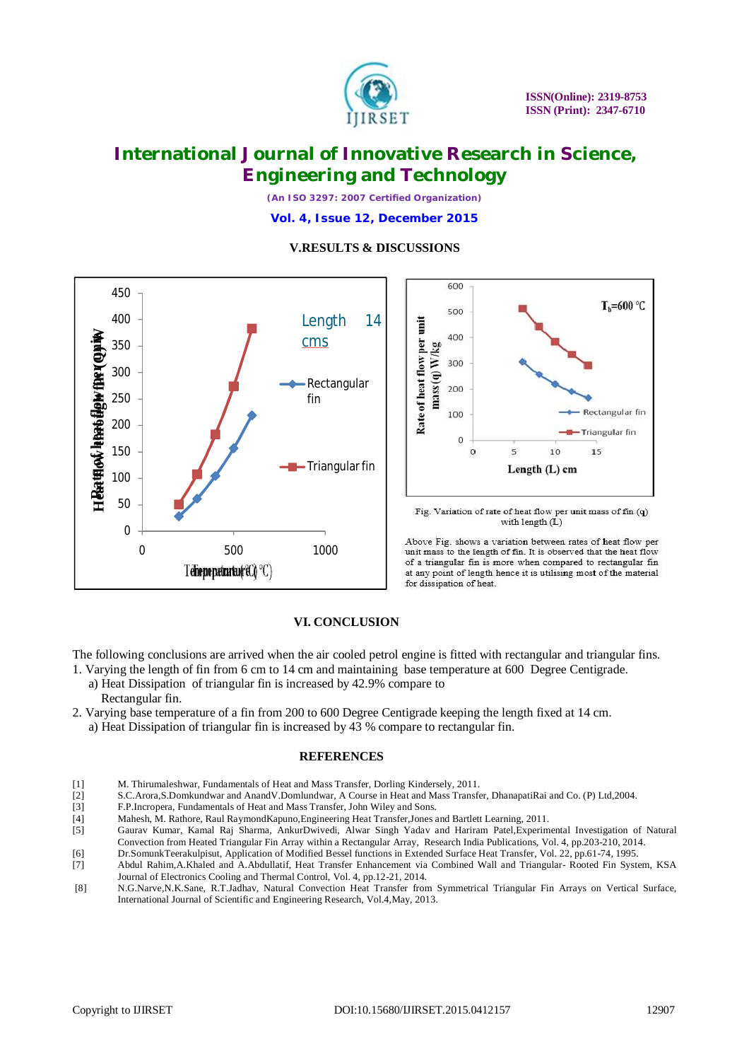## V.RESULTS & DISCUSSIONS

450
400
350
300
250
200
150
100
50
0

0
500
1000

Temperature (°C)

Heat flow through fin (Q) in W

Length 14 cms

Rectangular fin

Triangular fin

600
500
400
300
200
100
0

0
5
10
15

Length (L) cm

Rate of heat flow per unit mass (q) W/kg

$T_b$=600 °C

Rectangular fin

Triangular fin

Fig. Variation of rate of heat flow per unit mass of fin (q) with length (L)

Above Fig. shows a variation between rates of heat flow per unit mass to the length of fin. It is observed that the heat flow of a triangular fin is more when compared to rectangular fin at any point of length hence it is utilising most of the material for dissipation of heat.

## VI. CONCLUSION

The following conclusions are arrived when the air cooled petrol engine is fitted with rectangular and triangular fins.

1. Varying the length of fin from 6 cm to 14 cm and maintaining base temperature at 600 Degree Centigrade.
   a) Heat Dissipation of triangular fin is increased by 42.9% compare to Rectangular fin.
2. Varying base temperature of a fin from 200 to 600 Degree Centigrade keeping the length fixed at 14 cm.
   a) Heat Dissipation of triangular fin is increased by 43 % compare to rectangular fin.

## REFERENCES

[1] M. Thirumaleshwar, Fundamentals of Heat and Mass Transfer, Dorling Kindersely, 2011.

[2] S.C.Arora,S.Domkundwar and AnandV.Domlundwar, A Course in Heat and Mass Transfer, DhanapatiRai and Co. (P) Ltd,2004.

[3] F.P.Incropera, Fundamentals of Heat and Mass Transfer, John Wiley and Sons.

[4] Mahesh, M. Rathore, Raul RaymondKapuno,Engineering Heat Transfer,Jones and Bartlett Learning, 2011.

[5] Gaurav Kumar, Kamal Raj Sharma, AnkurDwivedi, Alwar Singh Yadav and Hariram Patel,Experimental Investigation of Natural Convection from Heated Triangular Fin Array within a Rectangular Array, Research India Publications, Vol. 4, pp.203-210, 2014.

[6] Dr.SomunkTeerakulpisut, Application of Modified Bessel functions in Extended Surface Heat Transfer, Vol. 22, pp.61-74, 1995.

[7] Abdul Rahim,A.Khaled and A.Abdullatif, Heat Transfer Enhancement via Combined Wall and Triangular- Rooted Fin System, KSA Journal of Electronics Cooling and Thermal Control, Vol. 4, pp.12-21, 2014.

[8] N.G.Narve,N.K.Sane, R.T.Jadhav, Natural Convection Heat Transfer from Symmetrical Triangular Fin Arrays on Vertical Surface, International Journal of Scientific and Engineering Research, Vol.4,May, 2013.